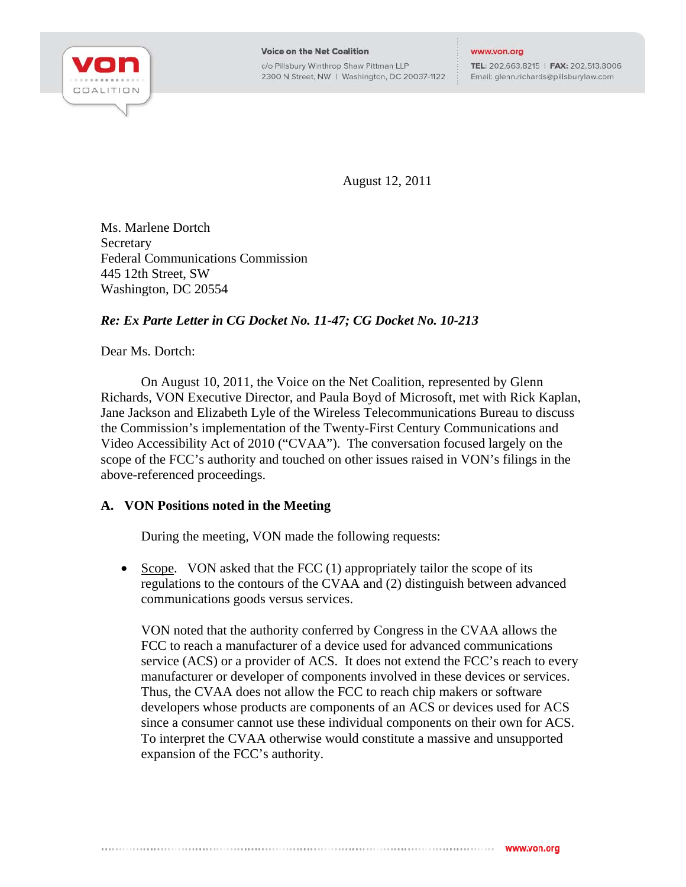Voice on the Net Coalition
c/o Pillsbury Winthrop Shaw Pittman LLP
2300 N Street, NW | Washington, DC 20037-1122

www.von.org
TEL: 202.663.8215 | FAX: 202.513.8006
Email: glenn.richards@pillsburylaw.com

August 12, 2011

Ms. Marlene Dortch
Secretary
Federal Communications Commission
445 12th Street, SW
Washington, DC 20554

***Re: Ex Parte Letter in CG Docket No. 11-47; CG Docket No. 10-213***

Dear Ms. Dortch:

On August 10, 2011, the Voice on the Net Coalition, represented by Glenn Richards, VON Executive Director, and Paula Boyd of Microsoft, met with Rick Kaplan, Jane Jackson and Elizabeth Lyle of the Wireless Telecommunications Bureau to discuss the Commission's implementation of the Twenty-First Century Communications and Video Accessibility Act of 2010 ("CVAA"). The conversation focused largely on the scope of the FCC's authority and touched on other issues raised in VON's filings in the above-referenced proceedings.

**A. VON Positions noted in the Meeting**

During the meeting, VON made the following requests:

- <u>Scope</u>. VON asked that the FCC (1) appropriately tailor the scope of its regulations to the contours of the CVAA and (2) distinguish between advanced communications goods versus services.

  VON noted that the authority conferred by Congress in the CVAA allows the FCC to reach a manufacturer of a device used for advanced communications service (ACS) or a provider of ACS. It does not extend the FCC's reach to every manufacturer or developer of components involved in these devices or services. Thus, the CVAA does not allow the FCC to reach chip makers or software developers whose products are components of an ACS or devices used for ACS since a consumer cannot use these individual components on their own for ACS. To interpret the CVAA otherwise would constitute a massive and unsupported expansion of the FCC's authority.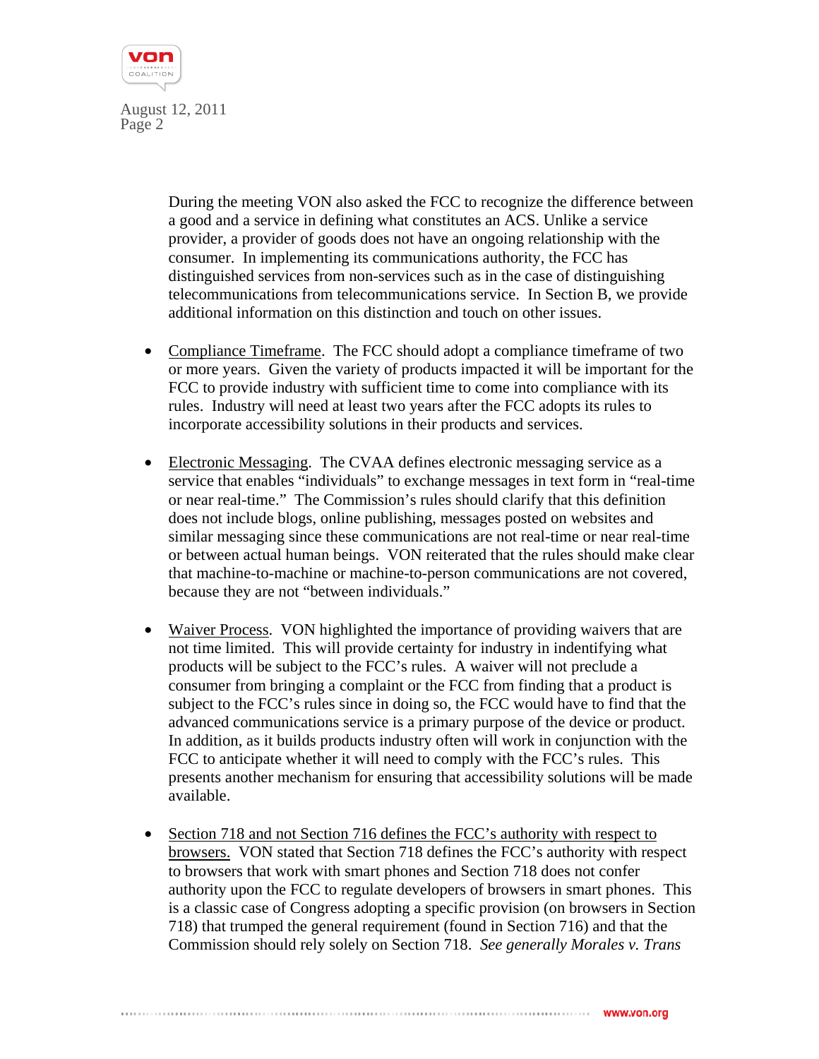During the meeting VON also asked the FCC to recognize the difference between a good and a service in defining what constitutes an ACS. Unlike a service provider, a provider of goods does not have an ongoing relationship with the consumer. In implementing its communications authority, the FCC has distinguished services from non-services such as in the case of distinguishing telecommunications from telecommunications service. In Section B, we provide additional information on this distinction and touch on other issues.

- Compliance Timeframe. The FCC should adopt a compliance timeframe of two or more years. Given the variety of products impacted it will be important for the FCC to provide industry with sufficient time to come into compliance with its rules. Industry will need at least two years after the FCC adopts its rules to incorporate accessibility solutions in their products and services.

- Electronic Messaging. The CVAA defines electronic messaging service as a service that enables "individuals" to exchange messages in text form in "real-time or near real-time." The Commission's rules should clarify that this definition does not include blogs, online publishing, messages posted on websites and similar messaging since these communications are not real-time or near real-time or between actual human beings. VON reiterated that the rules should make clear that machine-to-machine or machine-to-person communications are not covered, because they are not "between individuals."

- Waiver Process. VON highlighted the importance of providing waivers that are not time limited. This will provide certainty for industry in indentifying what products will be subject to the FCC's rules. A waiver will not preclude a consumer from bringing a complaint or the FCC from finding that a product is subject to the FCC's rules since in doing so, the FCC would have to find that the advanced communications service is a primary purpose of the device or product. In addition, as it builds products industry often will work in conjunction with the FCC to anticipate whether it will need to comply with the FCC's rules. This presents another mechanism for ensuring that accessibility solutions will be made available.

- Section 718 and not Section 716 defines the FCC's authority with respect to browsers. VON stated that Section 718 defines the FCC's authority with respect to browsers that work with smart phones and Section 718 does not confer authority upon the FCC to regulate developers of browsers in smart phones. This is a classic case of Congress adopting a specific provision (on browsers in Section 718) that trumped the general requirement (found in Section 716) and that the Commission should rely solely on Section 718. *See generally Morales v. Trans*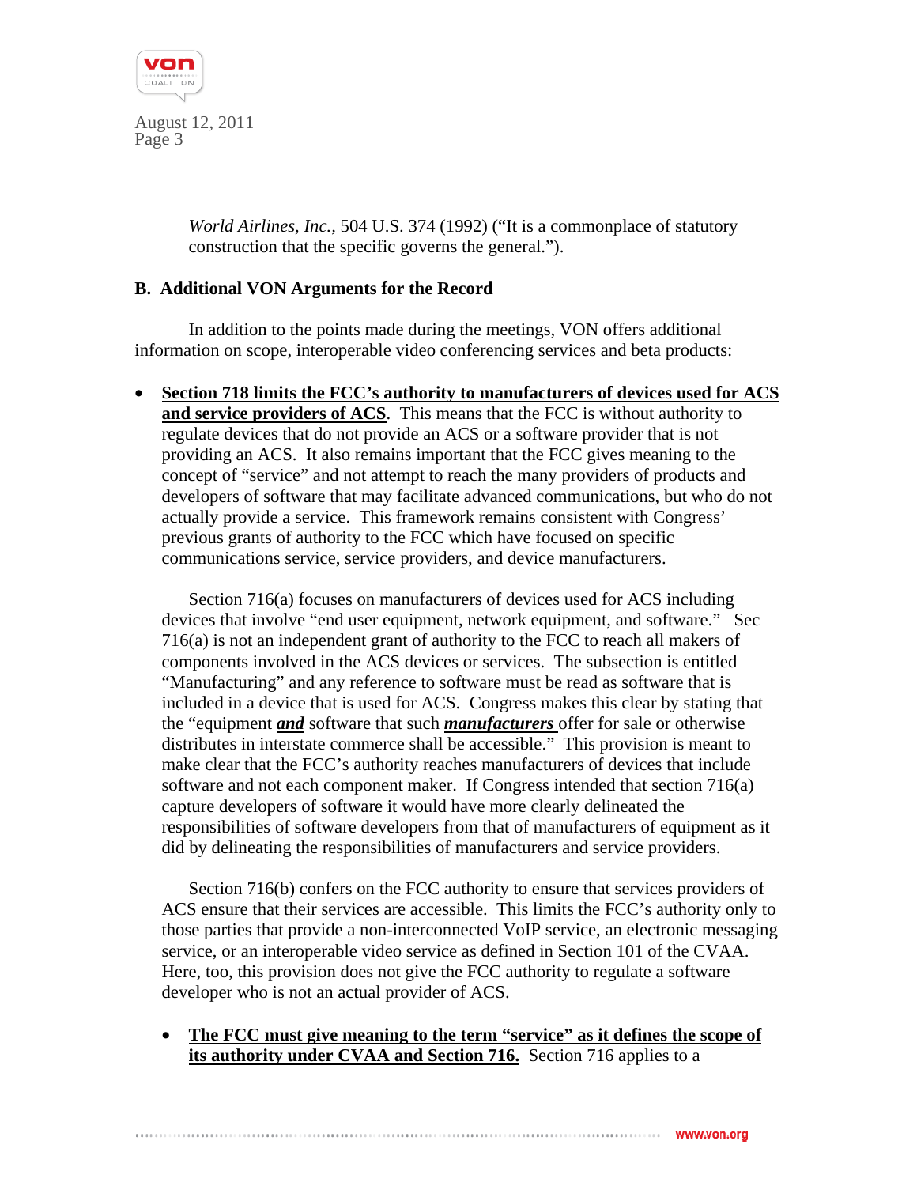*World Airlines, Inc.*, 504 U.S. 374 (1992) ("It is a commonplace of statutory construction that the specific governs the general.").

**B. Additional VON Arguments for the Record**

In addition to the points made during the meetings, VON offers additional information on scope, interoperable video conferencing services and beta products:

- **Section 718 limits the FCC's authority to manufacturers of devices used for ACS and service providers of ACS**. This means that the FCC is without authority to regulate devices that do not provide an ACS or a software provider that is not providing an ACS. It also remains important that the FCC gives meaning to the concept of "service" and not attempt to reach the many providers of products and developers of software that may facilitate advanced communications, but who do not actually provide a service. This framework remains consistent with Congress' previous grants of authority to the FCC which have focused on specific communications service, service providers, and device manufacturers.

  Section 716(a) focuses on manufacturers of devices used for ACS including devices that involve "end user equipment, network equipment, and software." Sec 716(a) is not an independent grant of authority to the FCC to reach all makers of components involved in the ACS devices or services. The subsection is entitled "Manufacturing" and any reference to software must be read as software that is included in a device that is used for ACS. Congress makes this clear by stating that the "equipment ***and*** software that such ***manufacturers*** offer for sale or otherwise distributes in interstate commerce shall be accessible." This provision is meant to make clear that the FCC's authority reaches manufacturers of devices that include software and not each component maker. If Congress intended that section 716(a) capture developers of software it would have more clearly delineated the responsibilities of software developers from that of manufacturers of equipment as it did by delineating the responsibilities of manufacturers and service providers.

  Section 716(b) confers on the FCC authority to ensure that services providers of ACS ensure that their services are accessible. This limits the FCC's authority only to those parties that provide a non-interconnected VoIP service, an electronic messaging service, or an interoperable video service as defined in Section 101 of the CVAA. Here, too, this provision does not give the FCC authority to regulate a software developer who is not an actual provider of ACS.

  - **The FCC must give meaning to the term "service" as it defines the scope of its authority under CVAA and Section 716.** Section 716 applies to a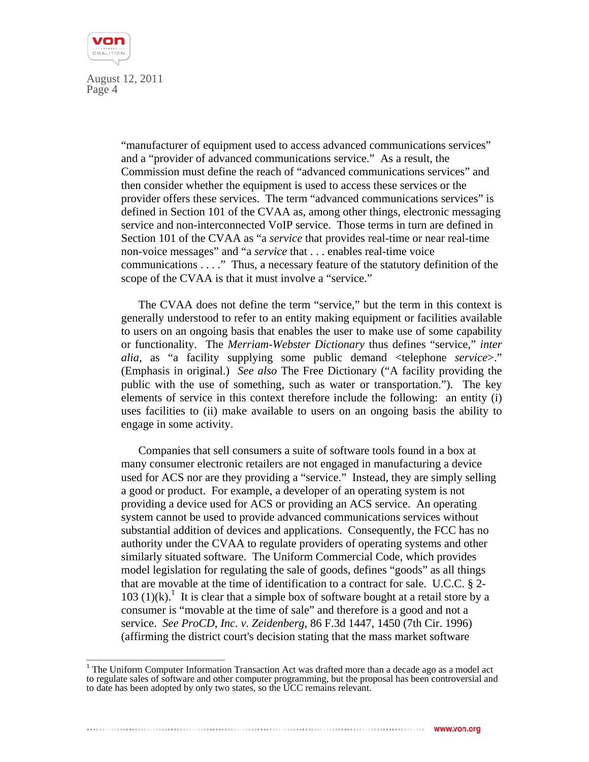"manufacturer of equipment used to access advanced communications services" and a "provider of advanced communications service." As a result, the Commission must define the reach of "advanced communications services" and then consider whether the equipment is used to access these services or the provider offers these services. The term "advanced communications services" is defined in Section 101 of the CVAA as, among other things, electronic messaging service and non-interconnected VoIP service. Those terms in turn are defined in Section 101 of the CVAA as "a *service* that provides real-time or near real-time non-voice messages" and "a *service* that . . . enables real-time voice communications . . . ." Thus, a necessary feature of the statutory definition of the scope of the CVAA is that it must involve a "service."

The CVAA does not define the term "service," but the term in this context is generally understood to refer to an entity making equipment or facilities available to users on an ongoing basis that enables the user to make use of some capability or functionality. The *Merriam-Webster Dictionary* thus defines "service," *inter alia,* as "a facility supplying some public demand <telephone *service*>." (Emphasis in original.) *See also* The Free Dictionary ("A facility providing the public with the use of something, such as water or transportation."). The key elements of service in this context therefore include the following: an entity (i) uses facilities to (ii) make available to users on an ongoing basis the ability to engage in some activity.

Companies that sell consumers a suite of software tools found in a box at many consumer electronic retailers are not engaged in manufacturing a device used for ACS nor are they providing a "service." Instead, they are simply selling a good or product. For example, a developer of an operating system is not providing a device used for ACS or providing an ACS service. An operating system cannot be used to provide advanced communications services without substantial addition of devices and applications. Consequently, the FCC has no authority under the CVAA to regulate providers of operating systems and other similarly situated software. The Uniform Commercial Code, which provides model legislation for regulating the sale of goods, defines "goods" as all things that are movable at the time of identification to a contract for sale. U.C.C. § 2-103 (1)(k).[1] It is clear that a simple box of software bought at a retail store by a consumer is "movable at the time of sale" and therefore is a good and not a service. *See ProCD, Inc. v. Zeidenberg,* 86 F.3d 1447, 1450 (7th Cir. 1996) (affirming the district court's decision stating that the mass market software

[1] The Uniform Computer Information Transaction Act was drafted more than a decade ago as a model act to regulate sales of software and other computer programming, but the proposal has been controversial and to date has been adopted by only two states, so the UCC remains relevant.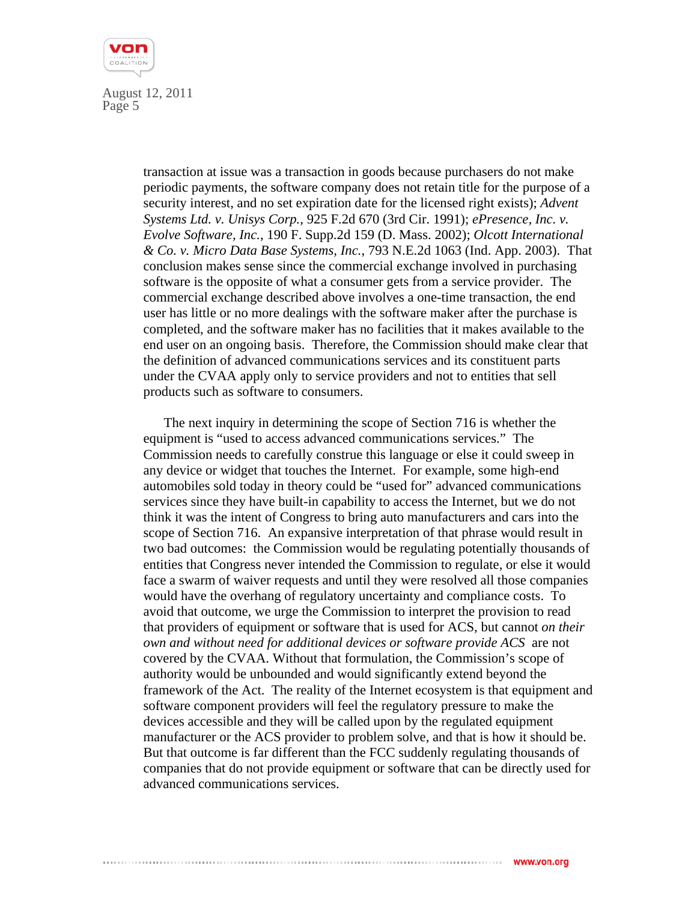transaction at issue was a transaction in goods because purchasers do not make periodic payments, the software company does not retain title for the purpose of a security interest, and no set expiration date for the licensed right exists); *Advent Systems Ltd. v. Unisys Corp.*, 925 F.2d 670 (3rd Cir. 1991); *ePresence, Inc. v. Evolve Software, Inc.*, 190 F. Supp.2d 159 (D. Mass. 2002); *Olcott International & Co. v. Micro Data Base Systems, Inc.*, 793 N.E.2d 1063 (Ind. App. 2003). That conclusion makes sense since the commercial exchange involved in purchasing software is the opposite of what a consumer gets from a service provider. The commercial exchange described above involves a one-time transaction, the end user has little or no more dealings with the software maker after the purchase is completed, and the software maker has no facilities that it makes available to the end user on an ongoing basis. Therefore, the Commission should make clear that the definition of advanced communications services and its constituent parts under the CVAA apply only to service providers and not to entities that sell products such as software to consumers.

The next inquiry in determining the scope of Section 716 is whether the equipment is "used to access advanced communications services." The Commission needs to carefully construe this language or else it could sweep in any device or widget that touches the Internet. For example, some high-end automobiles sold today in theory could be "used for" advanced communications services since they have built-in capability to access the Internet, but we do not think it was the intent of Congress to bring auto manufacturers and cars into the scope of Section 716. An expansive interpretation of that phrase would result in two bad outcomes: the Commission would be regulating potentially thousands of entities that Congress never intended the Commission to regulate, or else it would face a swarm of waiver requests and until they were resolved all those companies would have the overhang of regulatory uncertainty and compliance costs. To avoid that outcome, we urge the Commission to interpret the provision to read that providers of equipment or software that is used for ACS, but cannot *on their own and without need for additional devices or software provide ACS* are not covered by the CVAA. Without that formulation, the Commission's scope of authority would be unbounded and would significantly extend beyond the framework of the Act. The reality of the Internet ecosystem is that equipment and software component providers will feel the regulatory pressure to make the devices accessible and they will be called upon by the regulated equipment manufacturer or the ACS provider to problem solve, and that is how it should be. But that outcome is far different than the FCC suddenly regulating thousands of companies that do not provide equipment or software that can be directly used for advanced communications services.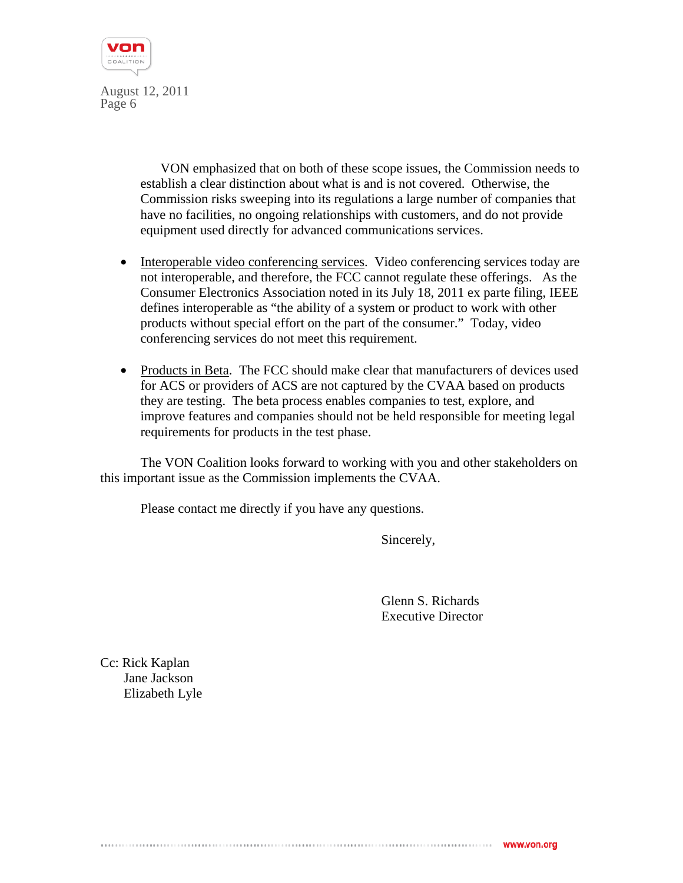VON emphasized that on both of these scope issues, the Commission needs to establish a clear distinction about what is and is not covered. Otherwise, the Commission risks sweeping into its regulations a large number of companies that have no facilities, no ongoing relationships with customers, and do not provide equipment used directly for advanced communications services.

- Interoperable video conferencing services. Video conferencing services today are not interoperable, and therefore, the FCC cannot regulate these offerings. As the Consumer Electronics Association noted in its July 18, 2011 ex parte filing, IEEE defines interoperable as "the ability of a system or product to work with other products without special effort on the part of the consumer." Today, video conferencing services do not meet this requirement.

- Products in Beta. The FCC should make clear that manufacturers of devices used for ACS or providers of ACS are not captured by the CVAA based on products they are testing. The beta process enables companies to test, explore, and improve features and companies should not be held responsible for meeting legal requirements for products in the test phase.

The VON Coalition looks forward to working with you and other stakeholders on this important issue as the Commission implements the CVAA.

Please contact me directly if you have any questions.

Sincerely,

Glenn S. Richards
Executive Director

Cc: Rick Kaplan
Jane Jackson
Elizabeth Lyle